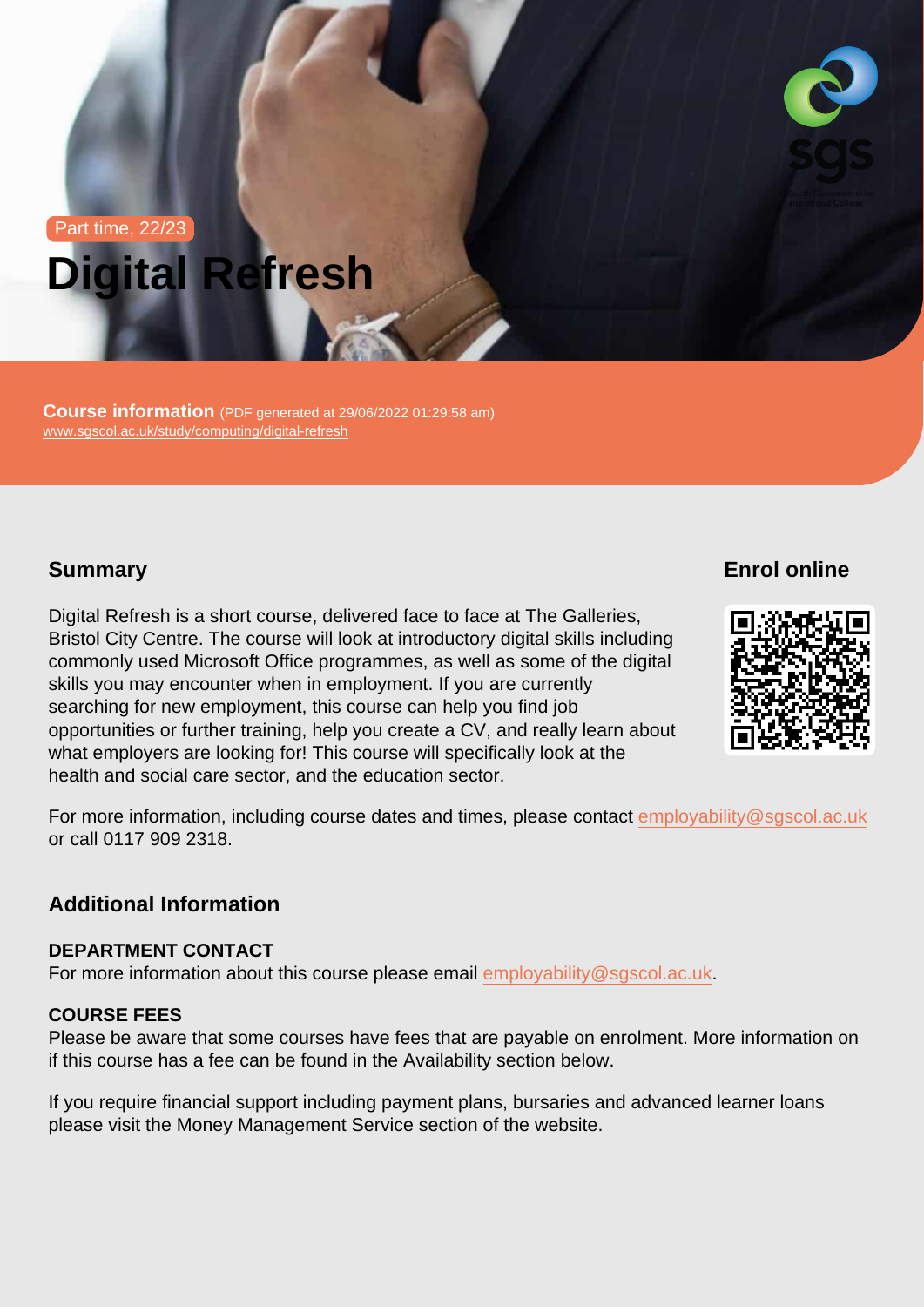Part time, 22/23

# Digital Refresh

**Course information** (PDF generated at 29/06/2022 01:29:58 am)
www.sgscol.ac.uk/study/computing/digital-refresh

## Summary

Digital Refresh is a short course, delivered face to face at The Galleries, Bristol City Centre. The course will look at introductory digital skills including commonly used Microsoft Office programmes, as well as some of the digital skills you may encounter when in employment. If you are currently searching for new employment, this course can help you find job opportunities or further training, help you create a CV, and really learn about what employers are looking for! This course will specifically look at the health and social care sector, and the education sector.

For more information, including course dates and times, please contact employability@sgscol.ac.uk or call 0117 909 2318.

## Enrol online

## Additional Information

### DEPARTMENT CONTACT

For more information about this course please email employability@sgscol.ac.uk.

### COURSE FEES

Please be aware that some courses have fees that are payable on enrolment. More information on if this course has a fee can be found in the Availability section below.

If you require financial support including payment plans, bursaries and advanced learner loans please visit the Money Management Service section of the website.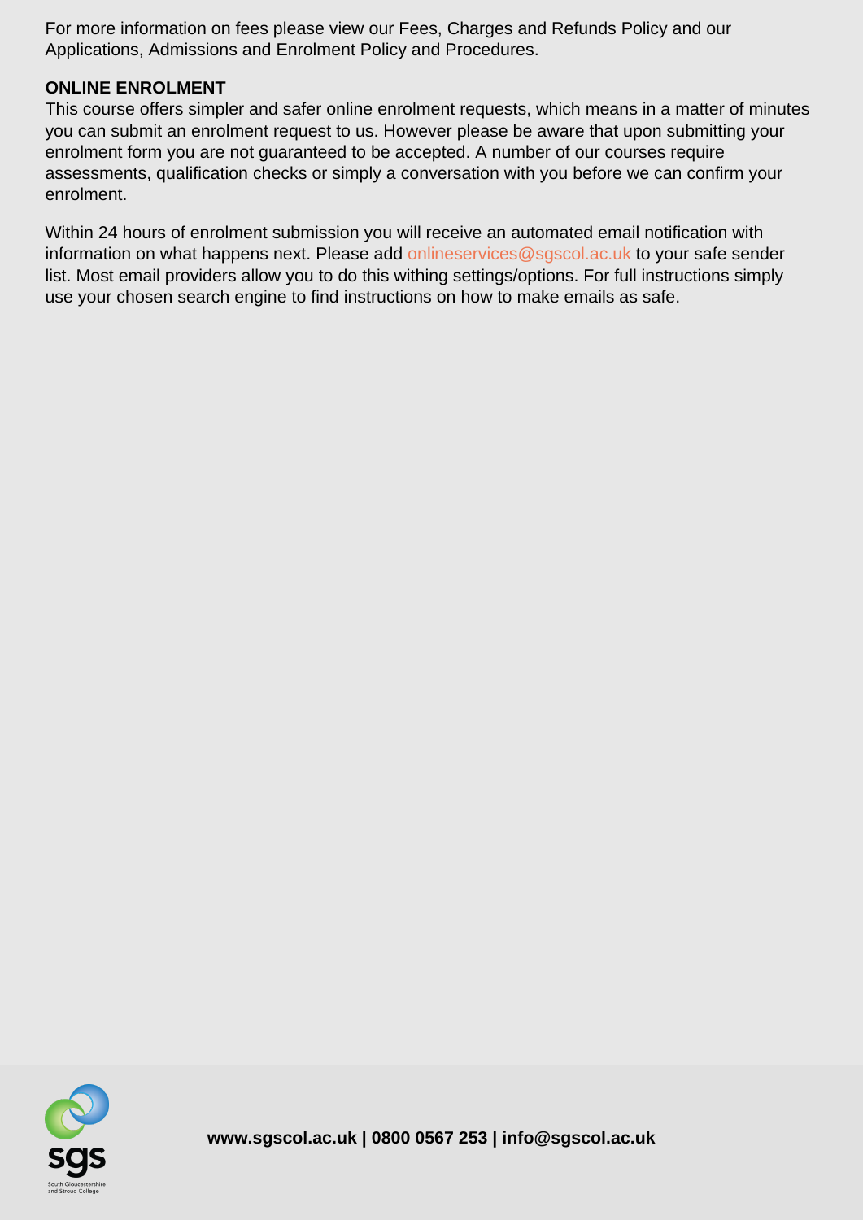For more information on fees please view our Fees, Charges and Refunds Policy and our Applications, Admissions and Enrolment Policy and Procedures.

**ONLINE ENROLMENT**

This course offers simpler and safer online enrolment requests, which means in a matter of minutes you can submit an enrolment request to us. However please be aware that upon submitting your enrolment form you are not guaranteed to be accepted. A number of our courses require assessments, qualification checks or simply a conversation with you before we can confirm your enrolment.

Within 24 hours of enrolment submission you will receive an automated email notification with information on what happens next. Please add onlineservices@sgscol.ac.uk to your safe sender list. Most email providers allow you to do this withing settings/options. For full instructions simply use your chosen search engine to find instructions on how to make emails as safe.

**www.sgscol.ac.uk | 0800 0567 253 | info@sgscol.ac.uk**